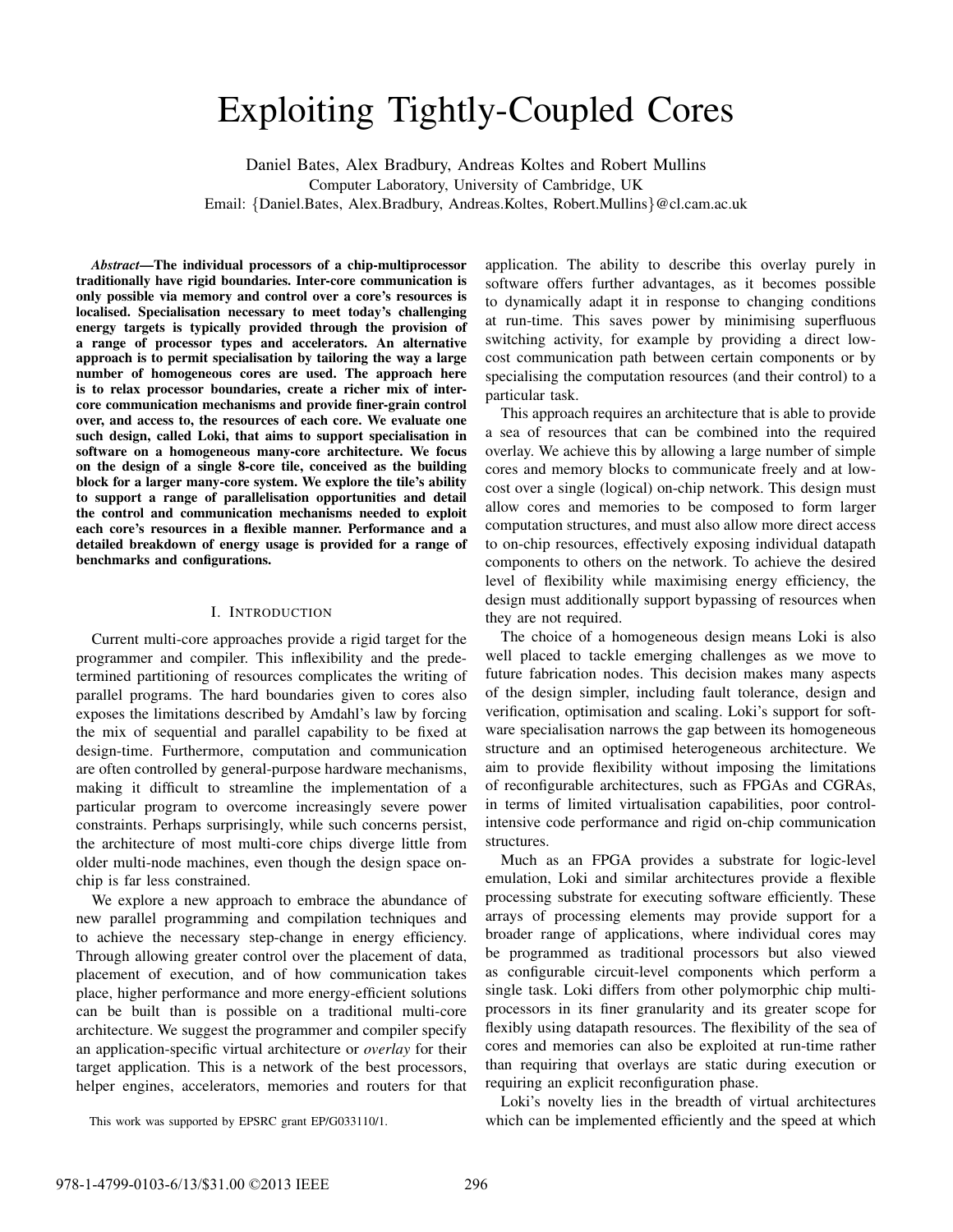# Exploiting Tightly-Coupled Cores

Daniel Bates, Alex Bradbury, Andreas Koltes and Robert Mullins
Computer Laboratory, University of Cambridge, UK
Email: {Daniel.Bates, Alex.Bradbury, Andreas.Koltes, Robert.Mullins}@cl.cam.ac.uk

***Abstract*—The individual processors of a chip-multiprocessor traditionally have rigid boundaries. Inter-core communication is only possible via memory and control over a core's resources is localised. Specialisation necessary to meet today's challenging energy targets is typically provided through the provision of a range of processor types and accelerators. An alternative approach is to permit specialisation by tailoring the way a large number of homogeneous cores are used. The approach here is to relax processor boundaries, create a richer mix of inter-core communication mechanisms and provide finer-grain control over, and access to, the resources of each core. We evaluate one such design, called Loki, that aims to support specialisation in software on a homogeneous many-core architecture. We focus on the design of a single 8-core tile, conceived as the building block for a larger many-core system. We explore the tile's ability to support a range of parallelisation opportunities and detail the control and communication mechanisms needed to exploit each core's resources in a flexible manner. Performance and a detailed breakdown of energy usage is provided for a range of benchmarks and configurations.**

## I. Introduction

Current multi-core approaches provide a rigid target for the programmer and compiler. This inflexibility and the predetermined partitioning of resources complicates the writing of parallel programs. The hard boundaries given to cores also exposes the limitations described by Amdahl's law by forcing the mix of sequential and parallel capability to be fixed at design-time. Furthermore, computation and communication are often controlled by general-purpose hardware mechanisms, making it difficult to streamline the implementation of a particular program to overcome increasingly severe power constraints. Perhaps surprisingly, while such concerns persist, the architecture of most multi-core chips diverge little from older multi-node machines, even though the design space on-chip is far less constrained.

We explore a new approach to embrace the abundance of new parallel programming and compilation techniques and to achieve the necessary step-change in energy efficiency. Through allowing greater control over the placement of data, placement of execution, and of how communication takes place, higher performance and more energy-efficient solutions can be built than is possible on a traditional multi-core architecture. We suggest the programmer and compiler specify an application-specific virtual architecture or *overlay* for their target application. This is a network of the best processors, helper engines, accelerators, memories and routers for that application. The ability to describe this overlay purely in software offers further advantages, as it becomes possible to dynamically adapt it in response to changing conditions at run-time. This saves power by minimising superfluous switching activity, for example by providing a direct low-cost communication path between certain components or by specialising the computation resources (and their control) to a particular task.

This approach requires an architecture that is able to provide a sea of resources that can be combined into the required overlay. We achieve this by allowing a large number of simple cores and memory blocks to communicate freely and at low-cost over a single (logical) on-chip network. This design must allow cores and memories to be composed to form larger computation structures, and must also allow more direct access to on-chip resources, effectively exposing individual datapath components to others on the network. To achieve the desired level of flexibility while maximising energy efficiency, the design must additionally support bypassing of resources when they are not required.

The choice of a homogeneous design means Loki is also well placed to tackle emerging challenges as we move to future fabrication nodes. This decision makes many aspects of the design simpler, including fault tolerance, design and verification, optimisation and scaling. Loki's support for software specialisation narrows the gap between its homogeneous structure and an optimised heterogeneous architecture. We aim to provide flexibility without imposing the limitations of reconfigurable architectures, such as FPGAs and CGRAs, in terms of limited virtualisation capabilities, poor control-intensive code performance and rigid on-chip communication structures.

Much as an FPGA provides a substrate for logic-level emulation, Loki and similar architectures provide a flexible processing substrate for executing software efficiently. These arrays of processing elements may provide support for a broader range of applications, where individual cores may be programmed as traditional processors but also viewed as configurable circuit-level components which perform a single task. Loki differs from other polymorphic chip multiprocessors in its finer granularity and its greater scope for flexibly using datapath resources. The flexibility of the sea of cores and memories can also be exploited at run-time rather than requiring that overlays are static during execution or requiring an explicit reconfiguration phase.

Loki's novelty lies in the breadth of virtual architectures which can be implemented efficiently and the speed at which

This work was supported by EPSRC grant EP/G033110/1.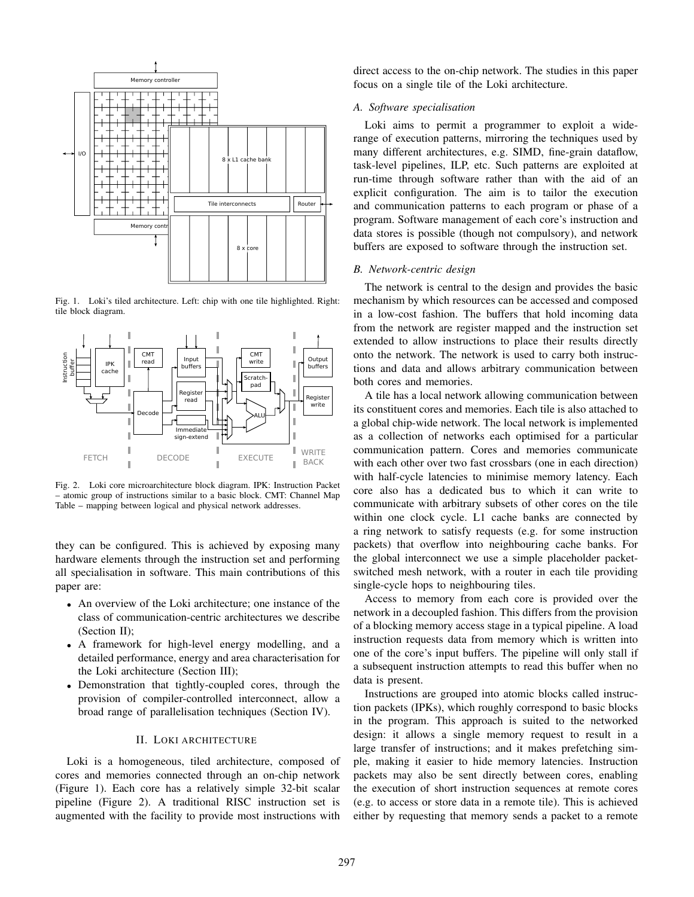Fig. 1. Loki's tiled architecture. Left: chip with one tile highlighted. Right: tile block diagram.

Fig. 2. Loki core microarchitecture block diagram. IPK: Instruction Packet – atomic group of instructions similar to a basic block. CMT: Channel Map Table – mapping between logical and physical network addresses.

they can be configured. This is achieved by exposing many hardware elements through the instruction set and performing all specialisation in software. This main contributions of this paper are:

- An overview of the Loki architecture; one instance of the class of communication-centric architectures we describe (Section II);
- A framework for high-level energy modelling, and a detailed performance, energy and area characterisation for the Loki architecture (Section III);
- Demonstration that tightly-coupled cores, through the provision of compiler-controlled interconnect, allow a broad range of parallelisation techniques (Section IV).

## II. Loki architecture

Loki is a homogeneous, tiled architecture, composed of cores and memories connected through an on-chip network (Figure 1). Each core has a relatively simple 32-bit scalar pipeline (Figure 2). A traditional RISC instruction set is augmented with the facility to provide most instructions with direct access to the on-chip network. The studies in this paper focus on a single tile of the Loki architecture.

### A. Software specialisation

Loki aims to permit a programmer to exploit a wide-range of execution patterns, mirroring the techniques used by many different architectures, e.g. SIMD, fine-grain dataflow, task-level pipelines, ILP, etc. Such patterns are exploited at run-time through software rather than with the aid of an explicit configuration. The aim is to tailor the execution and communication patterns to each program or phase of a program. Software management of each core's instruction and data stores is possible (though not compulsory), and network buffers are exposed to software through the instruction set.

### B. Network-centric design

The network is central to the design and provides the basic mechanism by which resources can be accessed and composed in a low-cost fashion. The buffers that hold incoming data from the network are register mapped and the instruction set extended to allow instructions to place their results directly onto the network. The network is used to carry both instructions and data and allows arbitrary communication between both cores and memories.

A tile has a local network allowing communication between its constituent cores and memories. Each tile is also attached to a global chip-wide network. The local network is implemented as a collection of networks each optimised for a particular communication pattern. Cores and memories communicate with each other over two fast crossbars (one in each direction) with half-cycle latencies to minimise memory latency. Each core also has a dedicated bus to which it can write to communicate with arbitrary subsets of other cores on the tile within one clock cycle. L1 cache banks are connected by a ring network to satisfy requests (e.g. for some instruction packets) that overflow into neighbouring cache banks. For the global interconnect we use a simple placeholder packet-switched mesh network, with a router in each tile providing single-cycle hops to neighbouring tiles.

Access to memory from each core is provided over the network in a decoupled fashion. This differs from the provision of a blocking memory access stage in a typical pipeline. A load instruction requests data from memory which is written into one of the core's input buffers. The pipeline will only stall if a subsequent instruction attempts to read this buffer when no data is present.

Instructions are grouped into atomic blocks called instruction packets (IPKs), which roughly correspond to basic blocks in the program. This approach is suited to the networked design: it allows a single memory request to result in a large transfer of instructions; and it makes prefetching simple, making it easier to hide memory latencies. Instruction packets may also be sent directly between cores, enabling the execution of short instruction sequences at remote cores (e.g. to access or store data in a remote tile). This is achieved either by requesting that memory sends a packet to a remote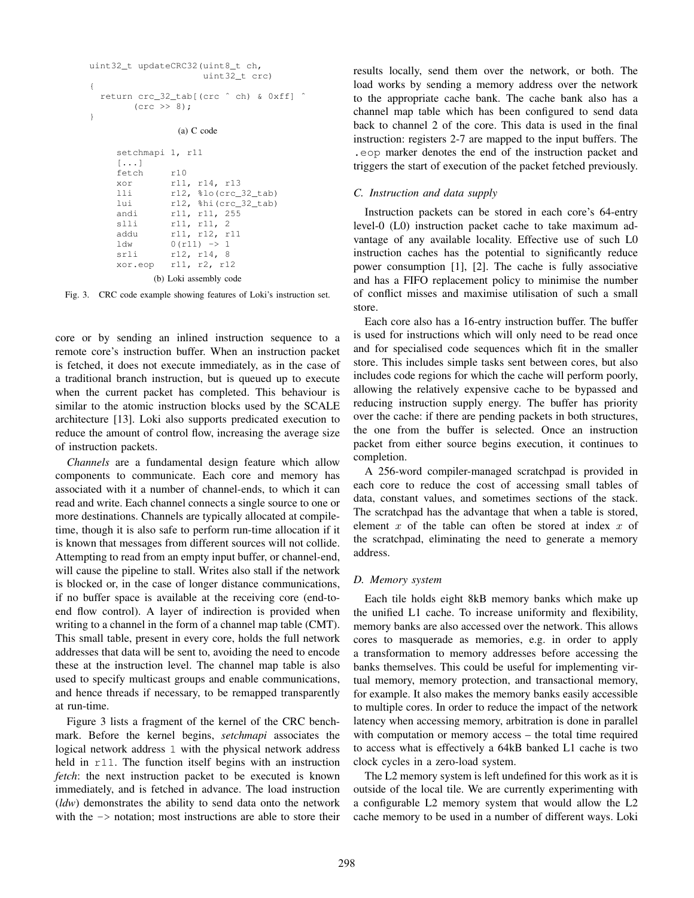```c
uint32_t updateCRC32(uint8_t ch,
                     uint32_t crc)
{
  return crc_32_tab[(crc ^ ch) & 0xff] ^
       (crc >> 8);
}
```

(a) C code

```
setchmapi 1, r11
[...]
fetch     r10
xor       r11, r14, r13
lli       r12, %lo(crc_32_tab)
lui       r12, %hi(crc_32_tab)
andi      r11, r11, 255
slli      r11, r11, 2
addu      r11, r12, r11
ldw       0(r11) -> 1
srli      r12, r14, 8
xor.eop   r11, r2, r12
```

(b) Loki assembly code

Fig. 3. CRC code example showing features of Loki's instruction set.

core or by sending an inlined instruction sequence to a remote core's instruction buffer. When an instruction packet is fetched, it does not execute immediately, as in the case of a traditional branch instruction, but is queued up to execute when the current packet has completed. This behaviour is similar to the atomic instruction blocks used by the SCALE architecture [13]. Loki also supports predicated execution to reduce the amount of control flow, increasing the average size of instruction packets.

*Channels* are a fundamental design feature which allow components to communicate. Each core and memory has associated with it a number of channel-ends, to which it can read and write. Each channel connects a single source to one or more destinations. Channels are typically allocated at compile-time, though it is also safe to perform run-time allocation if it is known that messages from different sources will not collide. Attempting to read from an empty input buffer, or channel-end, will cause the pipeline to stall. Writes also stall if the network is blocked or, in the case of longer distance communications, if no buffer space is available at the receiving core (end-to-end flow control). A layer of indirection is provided when writing to a channel in the form of a channel map table (CMT). This small table, present in every core, holds the full network addresses that data will be sent to, avoiding the need to encode these at the instruction level. The channel map table is also used to specify multicast groups and enable communications, and hence threads if necessary, to be remapped transparently at run-time.

Figure 3 lists a fragment of the kernel of the CRC benchmark. Before the kernel begins, *setchmapi* associates the logical network address `1` with the physical network address held in `r11`. The function itself begins with an instruction *fetch*: the next instruction packet to be executed is known immediately, and is fetched in advance. The load instruction (*ldw*) demonstrates the ability to send data onto the network with the `->` notation; most instructions are able to store their results locally, send them over the network, or both. The load works by sending a memory address over the network to the appropriate cache bank. The cache bank also has a channel map table which has been configured to send data back to channel 2 of the core. This data is used in the final instruction: registers 2-7 are mapped to the input buffers. The `.eop` marker denotes the end of the instruction packet and triggers the start of execution of the packet fetched previously.

### C. Instruction and data supply

Instruction packets can be stored in each core's 64-entry level-0 (L0) instruction packet cache to take maximum advantage of any available locality. Effective use of such L0 instruction caches has the potential to significantly reduce power consumption [1], [2]. The cache is fully associative and has a FIFO replacement policy to minimise the number of conflict misses and maximise utilisation of such a small store.

Each core also has a 16-entry instruction buffer. The buffer is used for instructions which will only need to be read once and for specialised code sequences which fit in the smaller store. This includes simple tasks sent between cores, but also includes code regions for which the cache will perform poorly, allowing the relatively expensive cache to be bypassed and reducing instruction supply energy. The buffer has priority over the cache: if there are pending packets in both structures, the one from the buffer is selected. Once an instruction packet from either source begins execution, it continues to completion.

A 256-word compiler-managed scratchpad is provided in each core to reduce the cost of accessing small tables of data, constant values, and sometimes sections of the stack. The scratchpad has the advantage that when a table is stored, element $x$ of the table can often be stored at index $x$ of the scratchpad, eliminating the need to generate a memory address.

### D. Memory system

Each tile holds eight 8kB memory banks which make up the unified L1 cache. To increase uniformity and flexibility, memory banks are also accessed over the network. This allows cores to masquerade as memories, e.g. in order to apply a transformation to memory addresses before accessing the banks themselves. This could be useful for implementing virtual memory, memory protection, and transactional memory, for example. It also makes the memory banks easily accessible to multiple cores. In order to reduce the impact of the network latency when accessing memory, arbitration is done in parallel with computation or memory access – the total time required to access what is effectively a 64kB banked L1 cache is two clock cycles in a zero-load system.

The L2 memory system is left undefined for this work as it is outside of the local tile. We are currently experimenting with a configurable L2 memory system that would allow the L2 cache memory to be used in a number of different ways. Loki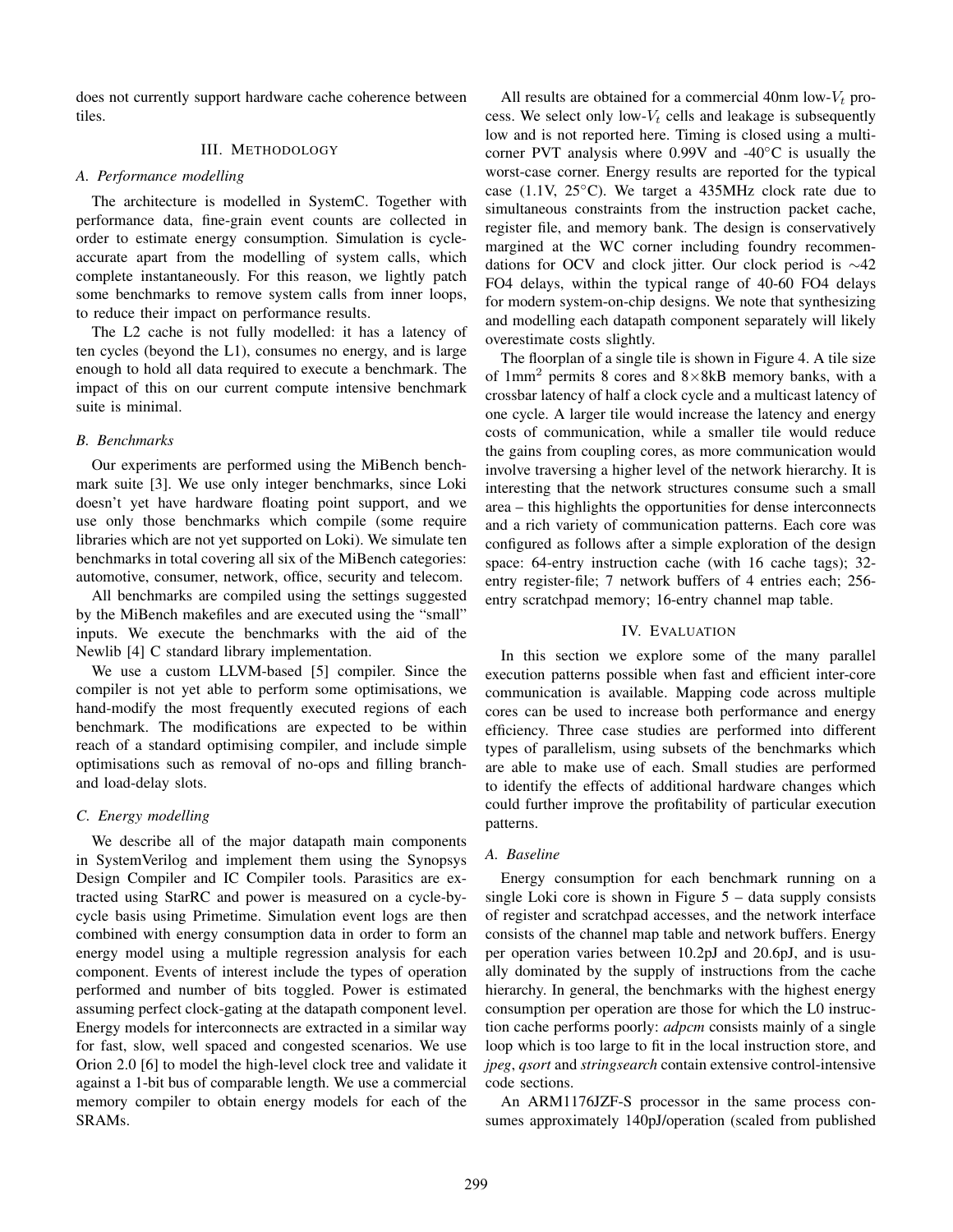does not currently support hardware cache coherence between tiles.

## III. Methodology

### A. Performance modelling

The architecture is modelled in SystemC. Together with performance data, fine-grain event counts are collected in order to estimate energy consumption. Simulation is cycle-accurate apart from the modelling of system calls, which complete instantaneously. For this reason, we lightly patch some benchmarks to remove system calls from inner loops, to reduce their impact on performance results.

The L2 cache is not fully modelled: it has a latency of ten cycles (beyond the L1), consumes no energy, and is large enough to hold all data required to execute a benchmark. The impact of this on our current compute intensive benchmark suite is minimal.

### B. Benchmarks

Our experiments are performed using the MiBench benchmark suite [3]. We use only integer benchmarks, since Loki doesn't yet have hardware floating point support, and we use only those benchmarks which compile (some require libraries which are not yet supported on Loki). We simulate ten benchmarks in total covering all six of the MiBench categories: automotive, consumer, network, office, security and telecom.

All benchmarks are compiled using the settings suggested by the MiBench makefiles and are executed using the "small" inputs. We execute the benchmarks with the aid of the Newlib [4] C standard library implementation.

We use a custom LLVM-based [5] compiler. Since the compiler is not yet able to perform some optimisations, we hand-modify the most frequently executed regions of each benchmark. The modifications are expected to be within reach of a standard optimising compiler, and include simple optimisations such as removal of no-ops and filling branch- and load-delay slots.

### C. Energy modelling

We describe all of the major datapath main components in SystemVerilog and implement them using the Synopsys Design Compiler and IC Compiler tools. Parasitics are extracted using StarRC and power is measured on a cycle-by-cycle basis using Primetime. Simulation event logs are then combined with energy consumption data in order to form an energy model using a multiple regression analysis for each component. Events of interest include the types of operation performed and number of bits toggled. Power is estimated assuming perfect clock-gating at the datapath component level. Energy models for interconnects are extracted in a similar way for fast, slow, well spaced and congested scenarios. We use Orion 2.0 [6] to model the high-level clock tree and validate it against a 1-bit bus of comparable length. We use a commercial memory compiler to obtain energy models for each of the SRAMs.

All results are obtained for a commercial 40nm low-$V_t$ process. We select only low-$V_t$ cells and leakage is subsequently low and is not reported here. Timing is closed using a multi-corner PVT analysis where 0.99V and -40°C is usually the worst-case corner. Energy results are reported for the typical case (1.1V, 25°C). We target a 435MHz clock rate due to simultaneous constraints from the instruction packet cache, register file, and memory bank. The design is conservatively margined at the WC corner including foundry recommendations for OCV and clock jitter. Our clock period is $\sim$42 FO4 delays, within the typical range of 40-60 FO4 delays for modern system-on-chip designs. We note that synthesizing and modelling each datapath component separately will likely overestimate costs slightly.

The floorplan of a single tile is shown in Figure 4. A tile size of 1mm$^2$ permits 8 cores and 8×8kB memory banks, with a crossbar latency of half a clock cycle and a multicast latency of one cycle. A larger tile would increase the latency and energy costs of communication, while a smaller tile would reduce the gains from coupling cores, as more communication would involve traversing a higher level of the network hierarchy. It is interesting that the network structures consume such a small area – this highlights the opportunities for dense interconnects and a rich variety of communication patterns. Each core was configured as follows after a simple exploration of the design space: 64-entry instruction cache (with 16 cache tags); 32-entry register-file; 7 network buffers of 4 entries each; 256-entry scratchpad memory; 16-entry channel map table.

## IV. Evaluation

In this section we explore some of the many parallel execution patterns possible when fast and efficient inter-core communication is available. Mapping code across multiple cores can be used to increase both performance and energy efficiency. Three case studies are performed into different types of parallelism, using subsets of the benchmarks which are able to make use of each. Small studies are performed to identify the effects of additional hardware changes which could further improve the profitability of particular execution patterns.

### A. Baseline

Energy consumption for each benchmark running on a single Loki core is shown in Figure 5 – data supply consists of register and scratchpad accesses, and the network interface consists of the channel map table and network buffers. Energy per operation varies between 10.2pJ and 20.6pJ, and is usually dominated by the supply of instructions from the cache hierarchy. In general, the benchmarks with the highest energy consumption per operation are those for which the L0 instruction cache performs poorly: *adpcm* consists mainly of a single loop which is too large to fit in the local instruction store, and *jpeg*, *qsort* and *stringsearch* contain extensive control-intensive code sections.

An ARM1176JZF-S processor in the same process consumes approximately 140pJ/operation (scaled from published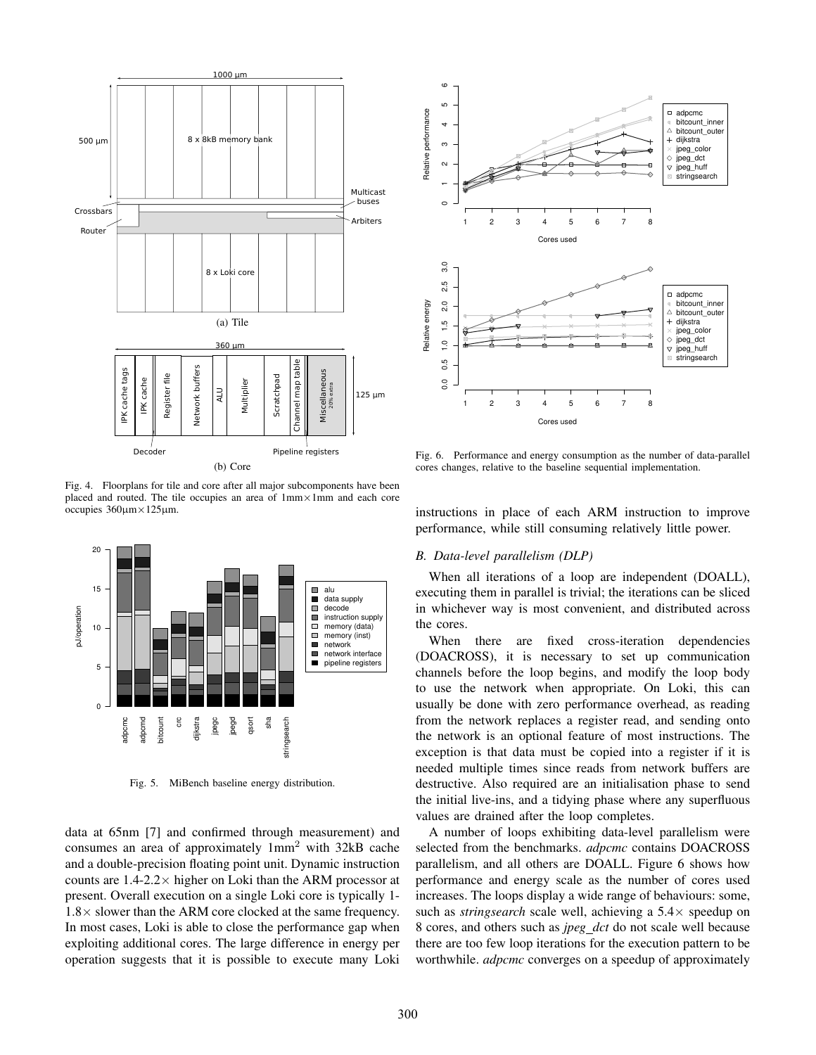Fig. 4. Floorplans for tile and core after all major subcomponents have been placed and routed. The tile occupies an area of 1mm×1mm and each core occupies 360μm×125μm.

Fig. 5. MiBench baseline energy distribution.

data at 65nm [7] and confirmed through measurement) and consumes an area of approximately 1mm$^2$ with 32kB cache and a double-precision floating point unit. Dynamic instruction counts are 1.4-2.2× higher on Loki than the ARM processor at present. Overall execution on a single Loki core is typically 1-1.8× slower than the ARM core clocked at the same frequency. In most cases, Loki is able to close the performance gap when exploiting additional cores. The large difference in energy per operation suggests that it is possible to execute many Loki instructions in place of each ARM instruction to improve performance, while still consuming relatively little power.

Fig. 6. Performance and energy consumption as the number of data-parallel cores changes, relative to the baseline sequential implementation.

### *B. Data-level parallelism (DLP)*

When all iterations of a loop are independent (DOALL), executing them in parallel is trivial; the iterations can be sliced in whichever way is most convenient, and distributed across the cores.

When there are fixed cross-iteration dependencies (DOACROSS), it is necessary to set up communication channels before the loop begins, and modify the loop body to use the network when appropriate. On Loki, this can usually be done with zero performance overhead, as reading from the network replaces a register read, and sending onto the network is an optional feature of most instructions. The exception is that data must be copied into a register if it is needed multiple times since reads from network buffers are destructive. Also required are an initialisation phase to send the initial live-ins, and a tidying phase where any superfluous values are drained after the loop completes.

A number of loops exhibiting data-level parallelism were selected from the benchmarks. *adpcmc* contains DOACROSS parallelism, and all others are DOALL. Figure 6 shows how performance and energy scale as the number of cores used increases. The loops display a wide range of behaviours: some, such as *stringsearch* scale well, achieving a 5.4× speedup on 8 cores, and others such as *jpeg_dct* do not scale well because there are too few loop iterations for the execution pattern to be worthwhile. *adpcmc* converges on a speedup of approximately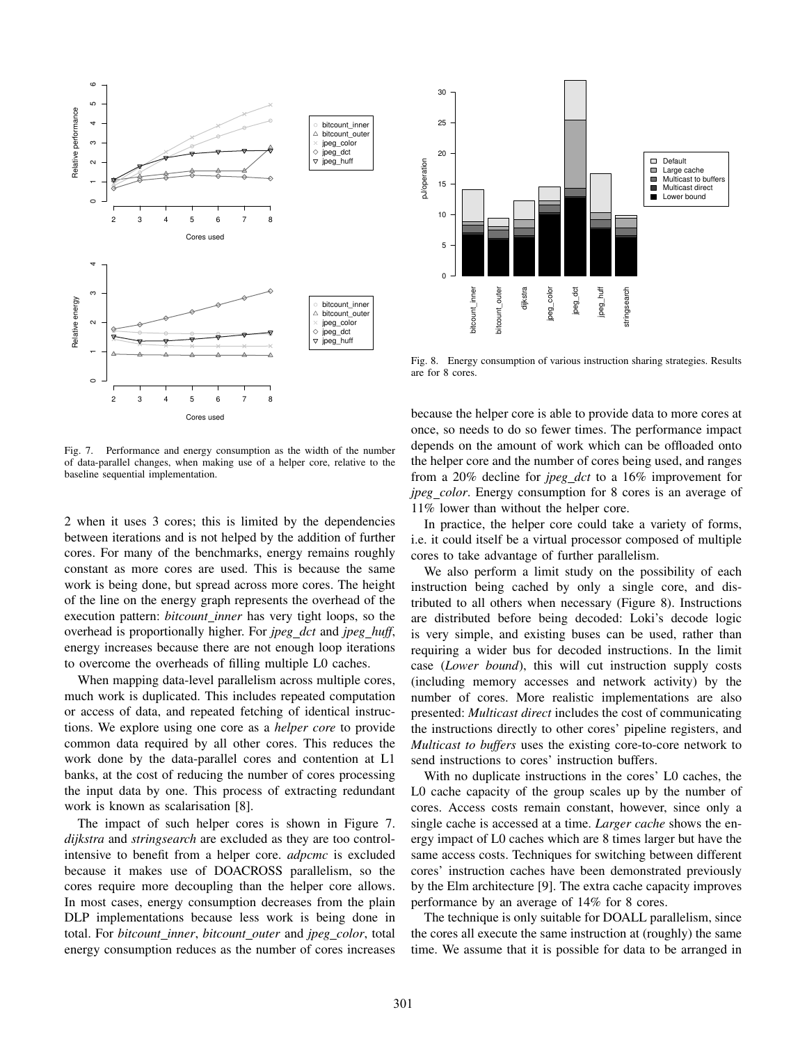Fig. 7. Performance and energy consumption as the width of the number of data-parallel changes, when making use of a helper core, relative to the baseline sequential implementation.

Fig. 8. Energy consumption of various instruction sharing strategies. Results are for 8 cores.

2 when it uses 3 cores; this is limited by the dependencies between iterations and is not helped by the addition of further cores. For many of the benchmarks, energy remains roughly constant as more cores are used. This is because the same work is being done, but spread across more cores. The height of the line on the energy graph represents the overhead of the execution pattern: *bitcount_inner* has very tight loops, so the overhead is proportionally higher. For *jpeg_dct* and *jpeg_huff*, energy increases because there are not enough loop iterations to overcome the overheads of filling multiple L0 caches.

When mapping data-level parallelism across multiple cores, much work is duplicated. This includes repeated computation or access of data, and repeated fetching of identical instructions. We explore using one core as a *helper core* to provide common data required by all other cores. This reduces the work done by the data-parallel cores and contention at L1 banks, at the cost of reducing the number of cores processing the input data by one. This process of extracting redundant work is known as scalarisation [8].

The impact of such helper cores is shown in Figure 7. *dijkstra* and *stringsearch* are excluded as they are too control-intensive to benefit from a helper core. *adpcmc* is excluded because it makes use of DOACROSS parallelism, so the cores require more decoupling than the helper core allows. In most cases, energy consumption decreases from the plain DLP implementations because less work is being done in total. For *bitcount_inner*, *bitcount_outer* and *jpeg_color*, total energy consumption reduces as the number of cores increases because the helper core is able to provide data to more cores at once, so needs to do so fewer times. The performance impact depends on the amount of work which can be offloaded onto the helper core and the number of cores being used, and ranges from a 20% decline for *jpeg_dct* to a 16% improvement for *jpeg_color*. Energy consumption for 8 cores is an average of 11% lower than without the helper core.

In practice, the helper core could take a variety of forms, i.e. it could itself be a virtual processor composed of multiple cores to take advantage of further parallelism.

We also perform a limit study on the possibility of each instruction being cached by only a single core, and distributed to all others when necessary (Figure 8). Instructions are distributed before being decoded: Loki's decode logic is very simple, and existing buses can be used, rather than requiring a wider bus for decoded instructions. In the limit case (*Lower bound*), this will cut instruction supply costs (including memory accesses and network activity) by the number of cores. More realistic implementations are also presented: *Multicast direct* includes the cost of communicating the instructions directly to other cores' pipeline registers, and *Multicast to buffers* uses the existing core-to-core network to send instructions to cores' instruction buffers.

With no duplicate instructions in the cores' L0 caches, the L0 cache capacity of the group scales up by the number of cores. Access costs remain constant, however, since only a single cache is accessed at a time. *Larger cache* shows the energy impact of L0 caches which are 8 times larger but have the same access costs. Techniques for switching between different cores' instruction caches have been demonstrated previously by the Elm architecture [9]. The extra cache capacity improves performance by an average of 14% for 8 cores.

The technique is only suitable for DOALL parallelism, since the cores all execute the same instruction at (roughly) the same time. We assume that it is possible for data to be arranged in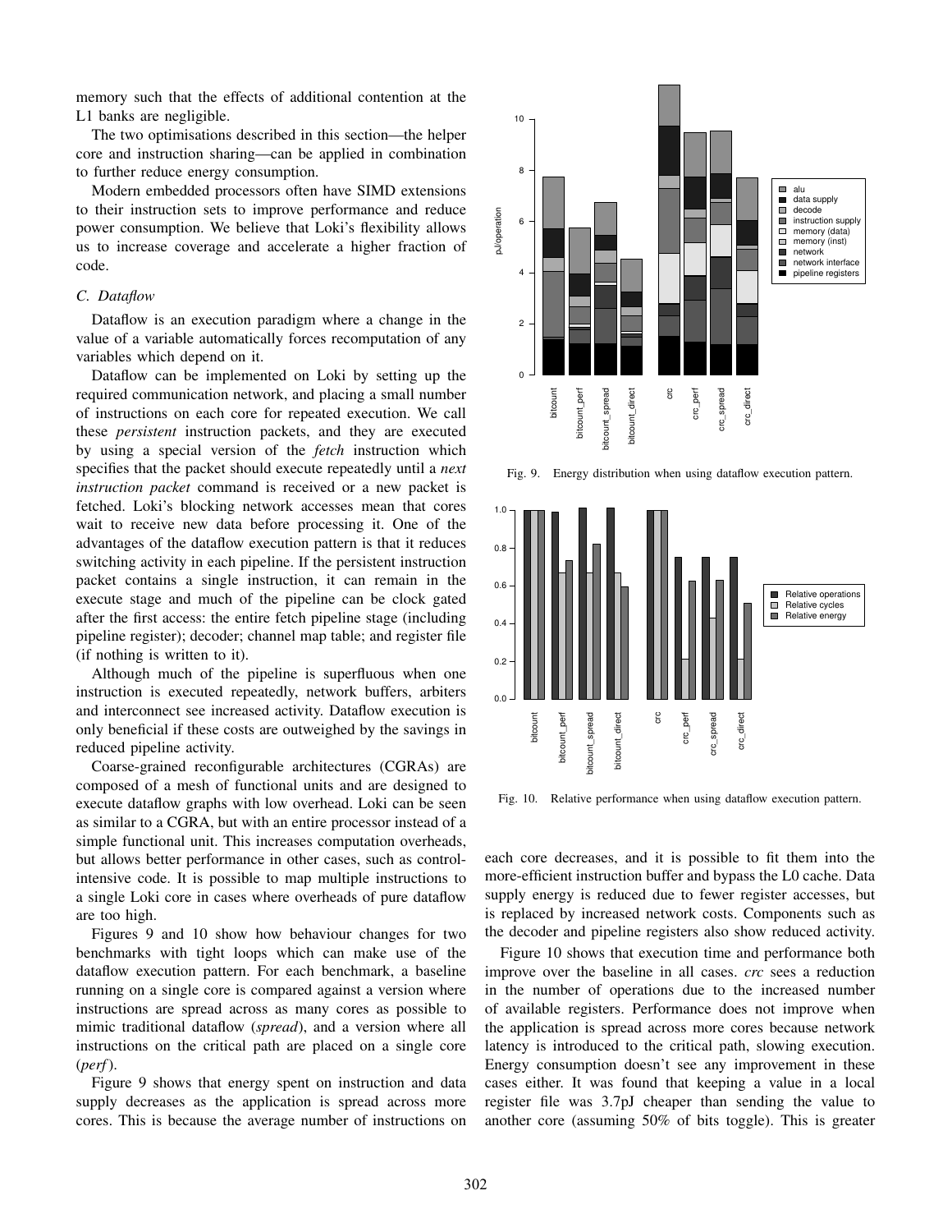memory such that the effects of additional contention at the L1 banks are negligible.

The two optimisations described in this section—the helper core and instruction sharing—can be applied in combination to further reduce energy consumption.

Modern embedded processors often have SIMD extensions to their instruction sets to improve performance and reduce power consumption. We believe that Loki's flexibility allows us to increase coverage and accelerate a higher fraction of code.

### C. Dataflow

Dataflow is an execution paradigm where a change in the value of a variable automatically forces recomputation of any variables which depend on it.

Dataflow can be implemented on Loki by setting up the required communication network, and placing a small number of instructions on each core for repeated execution. We call these *persistent* instruction packets, and they are executed by using a special version of the *fetch* instruction which specifies that the packet should execute repeatedly until a *next instruction packet* command is received or a new packet is fetched. Loki's blocking network accesses mean that cores wait to receive new data before processing it. One of the advantages of the dataflow execution pattern is that it reduces switching activity in each pipeline. If the persistent instruction packet contains a single instruction, it can remain in the execute stage and much of the pipeline can be clock gated after the first access: the entire fetch pipeline stage (including pipeline register); decoder; channel map table; and register file (if nothing is written to it).

Although much of the pipeline is superfluous when one instruction is executed repeatedly, network buffers, arbiters and interconnect see increased activity. Dataflow execution is only beneficial if these costs are outweighed by the savings in reduced pipeline activity.

Coarse-grained reconfigurable architectures (CGRAs) are composed of a mesh of functional units and are designed to execute dataflow graphs with low overhead. Loki can be seen as similar to a CGRA, but with an entire processor instead of a simple functional unit. This increases computation overheads, but allows better performance in other cases, such as control-intensive code. It is possible to map multiple instructions to a single Loki core in cases where overheads of pure dataflow are too high.

Figures 9 and 10 show how behaviour changes for two benchmarks with tight loops which can make use of the dataflow execution pattern. For each benchmark, a baseline running on a single core is compared against a version where instructions are spread across as many cores as possible to mimic traditional dataflow (*spread*), and a version where all instructions on the critical path are placed on a single core (*perf*).

Figure 9 shows that energy spent on instruction and data supply decreases as the application is spread across more cores. This is because the average number of instructions on each core decreases, and it is possible to fit them into the more-efficient instruction buffer and bypass the L0 cache. Data supply energy is reduced due to fewer register accesses, but is replaced by increased network costs. Components such as the decoder and pipeline registers also show reduced activity.

pJ/operation
0
2
4
6
8
10
bitcount
bitcount_perf
bitcount_spread
bitcount_direct
crc
crc_perf
crc_spread
crc_direct
alu
data supply
decode
instruction supply
memory (data)
memory (inst)
network
network interface
pipeline registers

Fig. 9. Energy distribution when using dataflow execution pattern.

0.0
0.2
0.4
0.6
0.8
1.0
bitcount
bitcount_perf
bitcount_spread
bitcount_direct
crc
crc_perf
crc_spread
crc_direct
Relative operations
Relative cycles
Relative energy

Fig. 10. Relative performance when using dataflow execution pattern.

Figure 10 shows that execution time and performance both improve over the baseline in all cases. *crc* sees a reduction in the number of operations due to the increased number of available registers. Performance does not improve when the application is spread across more cores because network latency is introduced to the critical path, slowing execution. Energy consumption doesn't see any improvement in these cases either. It was found that keeping a value in a local register file was 3.7pJ cheaper than sending the value to another core (assuming 50% of bits toggle). This is greater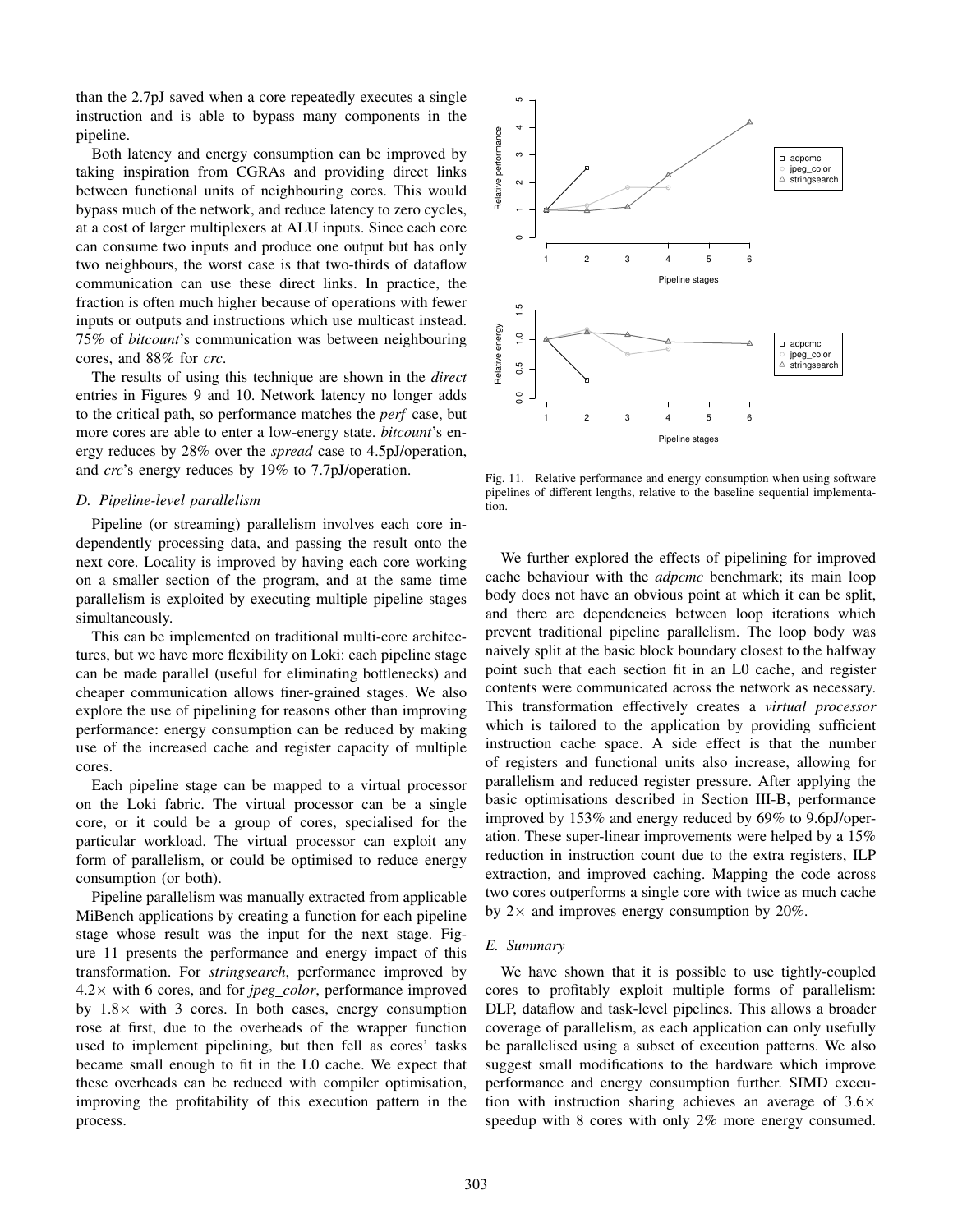than the 2.7pJ saved when a core repeatedly executes a single instruction and is able to bypass many components in the pipeline.

Both latency and energy consumption can be improved by taking inspiration from CGRAs and providing direct links between functional units of neighbouring cores. This would bypass much of the network, and reduce latency to zero cycles, at a cost of larger multiplexers at ALU inputs. Since each core can consume two inputs and produce one output but has only two neighbours, the worst case is that two-thirds of dataflow communication can use these direct links. In practice, the fraction is often much higher because of operations with fewer inputs or outputs and instructions which use multicast instead. 75% of *bitcount*'s communication was between neighbouring cores, and 88% for *crc*.

The results of using this technique are shown in the *direct* entries in Figures 9 and 10. Network latency no longer adds to the critical path, so performance matches the *perf* case, but more cores are able to enter a low-energy state. *bitcount*'s energy reduces by 28% over the *spread* case to 4.5pJ/operation, and *crc*'s energy reduces by 19% to 7.7pJ/operation.

### D. Pipeline-level parallelism

Pipeline (or streaming) parallelism involves each core independently processing data, and passing the result onto the next core. Locality is improved by having each core working on a smaller section of the program, and at the same time parallelism is exploited by executing multiple pipeline stages simultaneously.

This can be implemented on traditional multi-core architectures, but we have more flexibility on Loki: each pipeline stage can be made parallel (useful for eliminating bottlenecks) and cheaper communication allows finer-grained stages. We also explore the use of pipelining for reasons other than improving performance: energy consumption can be reduced by making use of the increased cache and register capacity of multiple cores.

Each pipeline stage can be mapped to a virtual processor on the Loki fabric. The virtual processor can be a single core, or it could be a group of cores, specialised for the particular workload. The virtual processor can exploit any form of parallelism, or could be optimised to reduce energy consumption (or both).

Pipeline parallelism was manually extracted from applicable MiBench applications by creating a function for each pipeline stage whose result was the input for the next stage. Figure 11 presents the performance and energy impact of this transformation. For *stringsearch*, performance improved by $4.2\times$ with 6 cores, and for *jpeg_color*, performance improved by $1.8\times$ with 3 cores. In both cases, energy consumption rose at first, due to the overheads of the wrapper function used to implement pipelining, but then fell as cores' tasks became small enough to fit in the L0 cache. We expect that these overheads can be reduced with compiler optimisation, improving the profitability of this execution pattern in the process.

Fig. 11. Relative performance and energy consumption when using software pipelines of different lengths, relative to the baseline sequential implementation.

We further explored the effects of pipelining for improved cache behaviour with the *adpcmc* benchmark; its main loop body does not have an obvious point at which it can be split, and there are dependencies between loop iterations which prevent traditional pipeline parallelism. The loop body was naively split at the basic block boundary closest to the halfway point such that each section fit in an L0 cache, and register contents were communicated across the network as necessary. This transformation effectively creates a *virtual processor* which is tailored to the application by providing sufficient instruction cache space. A side effect is that the number of registers and functional units also increase, allowing for parallelism and reduced register pressure. After applying the basic optimisations described in Section III-B, performance improved by 153% and energy reduced by 69% to 9.6pJ/operation. These super-linear improvements were helped by a 15% reduction in instruction count due to the extra registers, ILP extraction, and improved caching. Mapping the code across two cores outperforms a single core with twice as much cache by $2\times$ and improves energy consumption by 20%.

### E. Summary

We have shown that it is possible to use tightly-coupled cores to profitably exploit multiple forms of parallelism: DLP, dataflow and task-level pipelines. This allows a broader coverage of parallelism, as each application can only usefully be parallelised using a subset of execution patterns. We also suggest small modifications to the hardware which improve performance and energy consumption further. SIMD execution with instruction sharing achieves an average of $3.6\times$ speedup with 8 cores with only 2% more energy consumed.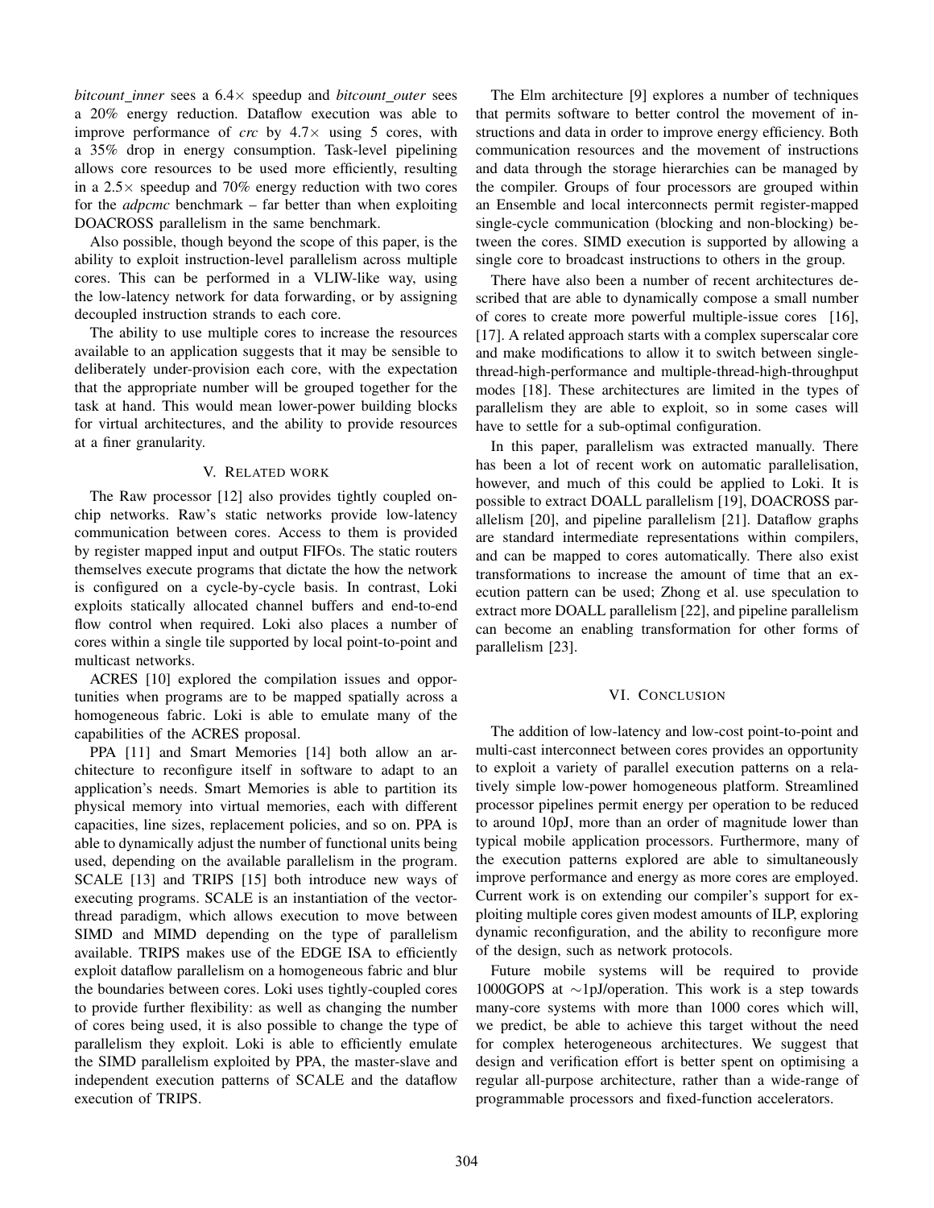*bitcount_inner* sees a 6.4× speedup and *bitcount_outer* sees a 20% energy reduction. Dataflow execution was able to improve performance of *crc* by 4.7× using 5 cores, with a 35% drop in energy consumption. Task-level pipelining allows core resources to be used more efficiently, resulting in a 2.5× speedup and 70% energy reduction with two cores for the *adpcmc* benchmark – far better than when exploiting DOACROSS parallelism in the same benchmark.

Also possible, though beyond the scope of this paper, is the ability to exploit instruction-level parallelism across multiple cores. This can be performed in a VLIW-like way, using the low-latency network for data forwarding, or by assigning decoupled instruction strands to each core.

The ability to use multiple cores to increase the resources available to an application suggests that it may be sensible to deliberately under-provision each core, with the expectation that the appropriate number will be grouped together for the task at hand. This would mean lower-power building blocks for virtual architectures, and the ability to provide resources at a finer granularity.

## V. Related work

The Raw processor [12] also provides tightly coupled on-chip networks. Raw's static networks provide low-latency communication between cores. Access to them is provided by register mapped input and output FIFOs. The static routers themselves execute programs that dictate the how the network is configured on a cycle-by-cycle basis. In contrast, Loki exploits statically allocated channel buffers and end-to-end flow control when required. Loki also places a number of cores within a single tile supported by local point-to-point and multicast networks.

ACRES [10] explored the compilation issues and opportunities when programs are to be mapped spatially across a homogeneous fabric. Loki is able to emulate many of the capabilities of the ACRES proposal.

PPA [11] and Smart Memories [14] both allow an architecture to reconfigure itself in software to adapt to an application's needs. Smart Memories is able to partition its physical memory into virtual memories, each with different capacities, line sizes, replacement policies, and so on. PPA is able to dynamically adjust the number of functional units being used, depending on the available parallelism in the program. SCALE [13] and TRIPS [15] both introduce new ways of executing programs. SCALE is an instantiation of the vector-thread paradigm, which allows execution to move between SIMD and MIMD depending on the type of parallelism available. TRIPS makes use of the EDGE ISA to efficiently exploit dataflow parallelism on a homogeneous fabric and blur the boundaries between cores. Loki uses tightly-coupled cores to provide further flexibility: as well as changing the number of cores being used, it is also possible to change the type of parallelism they exploit. Loki is able to efficiently emulate the SIMD parallelism exploited by PPA, the master-slave and independent execution patterns of SCALE and the dataflow execution of TRIPS.

The Elm architecture [9] explores a number of techniques that permits software to better control the movement of instructions and data in order to improve energy efficiency. Both communication resources and the movement of instructions and data through the storage hierarchies can be managed by the compiler. Groups of four processors are grouped within an Ensemble and local interconnects permit register-mapped single-cycle communication (blocking and non-blocking) between the cores. SIMD execution is supported by allowing a single core to broadcast instructions to others in the group.

There have also been a number of recent architectures described that are able to dynamically compose a small number of cores to create more powerful multiple-issue cores [16], [17]. A related approach starts with a complex superscalar core and make modifications to allow it to switch between single-thread-high-performance and multiple-thread-high-throughput modes [18]. These architectures are limited in the types of parallelism they are able to exploit, so in some cases will have to settle for a sub-optimal configuration.

In this paper, parallelism was extracted manually. There has been a lot of recent work on automatic parallelisation, however, and much of this could be applied to Loki. It is possible to extract DOALL parallelism [19], DOACROSS parallelism [20], and pipeline parallelism [21]. Dataflow graphs are standard intermediate representations within compilers, and can be mapped to cores automatically. There also exist transformations to increase the amount of time that an execution pattern can be used; Zhong et al. use speculation to extract more DOALL parallelism [22], and pipeline parallelism can become an enabling transformation for other forms of parallelism [23].

## VI. Conclusion

The addition of low-latency and low-cost point-to-point and multi-cast interconnect between cores provides an opportunity to exploit a variety of parallel execution patterns on a relatively simple low-power homogeneous platform. Streamlined processor pipelines permit energy per operation to be reduced to around 10pJ, more than an order of magnitude lower than typical mobile application processors. Furthermore, many of the execution patterns explored are able to simultaneously improve performance and energy as more cores are employed. Current work is on extending our compiler's support for exploiting multiple cores given modest amounts of ILP, exploring dynamic reconfiguration, and the ability to reconfigure more of the design, such as network protocols.

Future mobile systems will be required to provide 1000GOPS at ∼1pJ/operation. This work is a step towards many-core systems with more than 1000 cores which will, we predict, be able to achieve this target without the need for complex heterogeneous architectures. We suggest that design and verification effort is better spent on optimising a regular all-purpose architecture, rather than a wide-range of programmable processors and fixed-function accelerators.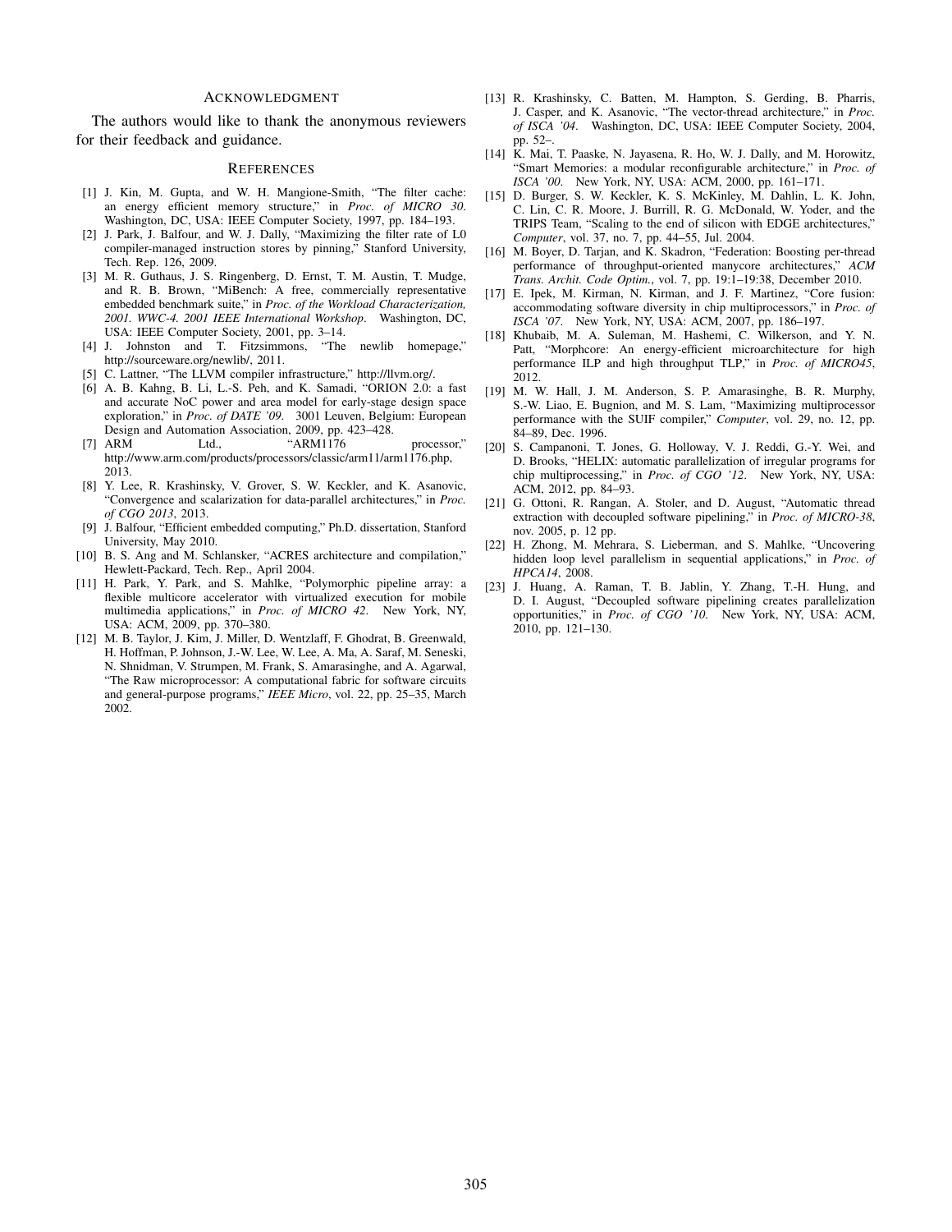## Acknowledgment

The authors would like to thank the anonymous reviewers for their feedback and guidance.

## References

[1] J. Kin, M. Gupta, and W. H. Mangione-Smith, "The filter cache: an energy efficient memory structure," in *Proc. of MICRO 30*. Washington, DC, USA: IEEE Computer Society, 1997, pp. 184–193.

[2] J. Park, J. Balfour, and W. J. Dally, "Maximizing the filter rate of L0 compiler-managed instruction stores by pinning," Stanford University, Tech. Rep. 126, 2009.

[3] M. R. Guthaus, J. S. Ringenberg, D. Ernst, T. M. Austin, T. Mudge, and R. B. Brown, "MiBench: A free, commercially representative embedded benchmark suite," in *Proc. of the Workload Characterization, 2001. WWC-4. 2001 IEEE International Workshop*. Washington, DC, USA: IEEE Computer Society, 2001, pp. 3–14.

[4] J. Johnston and T. Fitzsimmons, "The newlib homepage," http://sourceware.org/newlib/, 2011.

[5] C. Lattner, "The LLVM compiler infrastructure," http://llvm.org/.

[6] A. B. Kahng, B. Li, L.-S. Peh, and K. Samadi, "ORION 2.0: a fast and accurate NoC power and area model for early-stage design space exploration," in *Proc. of DATE '09*. 3001 Leuven, Belgium: European Design and Automation Association, 2009, pp. 423–428.

[7] ARM Ltd., "ARM1176 processor," http://www.arm.com/products/processors/classic/arm11/arm1176.php, 2013.

[8] Y. Lee, R. Krashinsky, V. Grover, S. W. Keckler, and K. Asanovic, "Convergence and scalarization for data-parallel architectures," in *Proc. of CGO 2013*, 2013.

[9] J. Balfour, "Efficient embedded computing," Ph.D. dissertation, Stanford University, May 2010.

[10] B. S. Ang and M. Schlansker, "ACRES architecture and compilation," Hewlett-Packard, Tech. Rep., April 2004.

[11] H. Park, Y. Park, and S. Mahlke, "Polymorphic pipeline array: a flexible multicore accelerator with virtualized execution for mobile multimedia applications," in *Proc. of MICRO 42*. New York, NY, USA: ACM, 2009, pp. 370–380.

[12] M. B. Taylor, J. Kim, J. Miller, D. Wentzlaff, F. Ghodrat, B. Greenwald, H. Hoffman, P. Johnson, J.-W. Lee, W. Lee, A. Ma, A. Saraf, M. Seneski, N. Shnidman, V. Strumpen, M. Frank, S. Amarasinghe, and A. Agarwal, "The Raw microprocessor: A computational fabric for software circuits and general-purpose programs," *IEEE Micro*, vol. 22, pp. 25–35, March 2002.

[13] R. Krashinsky, C. Batten, M. Hampton, S. Gerding, B. Pharris, J. Casper, and K. Asanovic, "The vector-thread architecture," in *Proc. of ISCA '04*. Washington, DC, USA: IEEE Computer Society, 2004, pp. 52–.

[14] K. Mai, T. Paaske, N. Jayasena, R. Ho, W. J. Dally, and M. Horowitz, "Smart Memories: a modular reconfigurable architecture," in *Proc. of ISCA '00*. New York, NY, USA: ACM, 2000, pp. 161–171.

[15] D. Burger, S. W. Keckler, K. S. McKinley, M. Dahlin, L. K. John, C. Lin, C. R. Moore, J. Burrill, R. G. McDonald, W. Yoder, and the TRIPS Team, "Scaling to the end of silicon with EDGE architectures," *Computer*, vol. 37, no. 7, pp. 44–55, Jul. 2004.

[16] M. Boyer, D. Tarjan, and K. Skadron, "Federation: Boosting per-thread performance of throughput-oriented manycore architectures," *ACM Trans. Archit. Code Optim.*, vol. 7, pp. 19:1–19:38, December 2010.

[17] E. Ipek, M. Kirman, N. Kirman, and J. F. Martinez, "Core fusion: accommodating software diversity in chip multiprocessors," in *Proc. of ISCA '07*. New York, NY, USA: ACM, 2007, pp. 186–197.

[18] Khubaib, M. A. Suleman, M. Hashemi, C. Wilkerson, and Y. N. Patt, "Morphcore: An energy-efficient microarchitecture for high performance ILP and high throughput TLP," in *Proc. of MICRO45*, 2012.

[19] M. W. Hall, J. M. Anderson, S. P. Amarasinghe, B. R. Murphy, S.-W. Liao, E. Bugnion, and M. S. Lam, "Maximizing multiprocessor performance with the SUIF compiler," *Computer*, vol. 29, no. 12, pp. 84–89, Dec. 1996.

[20] S. Campanoni, T. Jones, G. Holloway, V. J. Reddi, G.-Y. Wei, and D. Brooks, "HELIX: automatic parallelization of irregular programs for chip multiprocessing," in *Proc. of CGO '12*. New York, NY, USA: ACM, 2012, pp. 84–93.

[21] G. Ottoni, R. Rangan, A. Stoler, and D. August, "Automatic thread extraction with decoupled software pipelining," in *Proc. of MICRO-38*, nov. 2005, p. 12 pp.

[22] H. Zhong, M. Mehrara, S. Lieberman, and S. Mahlke, "Uncovering hidden loop level parallelism in sequential applications," in *Proc. of HPCA14*, 2008.

[23] J. Huang, A. Raman, T. B. Jablin, Y. Zhang, T.-H. Hung, and D. I. August, "Decoupled software pipelining creates parallelization opportunities," in *Proc. of CGO '10*. New York, NY, USA: ACM, 2010, pp. 121–130.